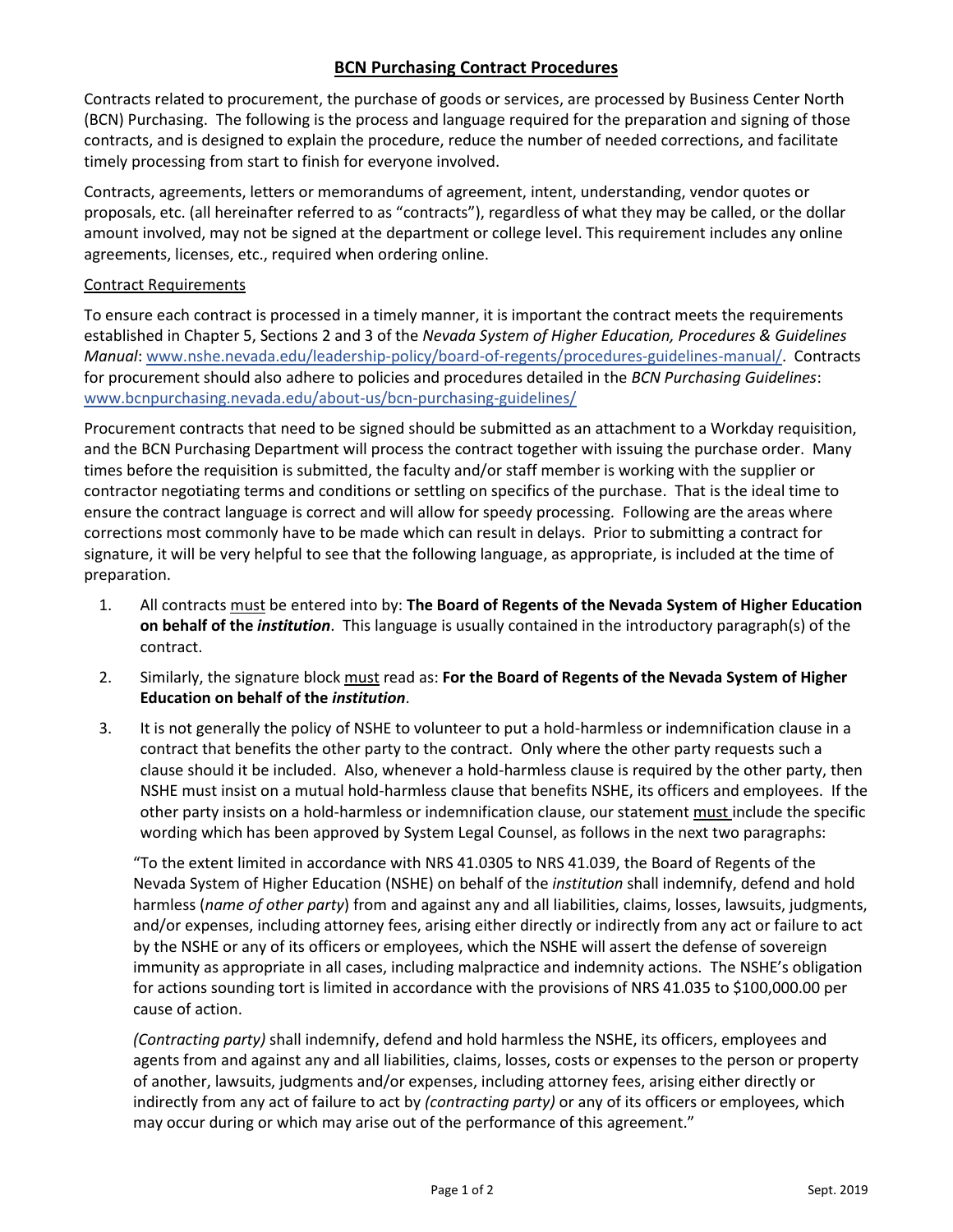# BCN Purchasing Contract Procedures

Contracts related to procurement, the purchase of goods or services, are processed by Business Center North (BCN) Purchasing. The following is the process and language required for the preparation and signing of those contracts, and is designed to explain the procedure, reduce the number of needed corrections, and facilitate timely processing from start to finish for everyone involved.

Contracts, agreements, letters or memorandums of agreement, intent, understanding, vendor quotes or proposals, etc. (all hereinafter referred to as "contracts"), regardless of what they may be called, or the dollar amount involved, may not be signed at the department or college level. This requirement includes any online agreements, licenses, etc., required when ordering online.

## Contract Requirements

To ensure each contract is processed in a timely manner, it is important the contract meets the requirements established in Chapter 5, Sections 2 and 3 of the *Nevada System of Higher Education, Procedures & Guidelines Manual*: www.nshe.nevada.edu/leadership-policy/board-of-regents/procedures-guidelines-manual/. Contracts for procurement should also adhere to policies and procedures detailed in the *BCN Purchasing Guidelines*: www.bcnpurchasing.nevada.edu/about-us/bcn-purchasing-guidelines/

Procurement contracts that need to be signed should be submitted as an attachment to a Workday requisition, and the BCN Purchasing Department will process the contract together with issuing the purchase order. Many times before the requisition is submitted, the faculty and/or staff member is working with the supplier or contractor negotiating terms and conditions or settling on specifics of the purchase. That is the ideal time to ensure the contract language is correct and will allow for speedy processing. Following are the areas where corrections most commonly have to be made which can result in delays. Prior to submitting a contract for signature, it will be very helpful to see that the following language, as appropriate, is included at the time of preparation.

1. All contracts must be entered into by: **The Board of Regents of the Nevada System of Higher Education on behalf of the *institution***. This language is usually contained in the introductory paragraph(s) of the contract.

2. Similarly, the signature block must read as: **For the Board of Regents of the Nevada System of Higher Education on behalf of the *institution***.

3. It is not generally the policy of NSHE to volunteer to put a hold-harmless or indemnification clause in a contract that benefits the other party to the contract. Only where the other party requests such a clause should it be included. Also, whenever a hold-harmless clause is required by the other party, then NSHE must insist on a mutual hold-harmless clause that benefits NSHE, its officers and employees. If the other party insists on a hold-harmless or indemnification clause, our statement must include the specific wording which has been approved by System Legal Counsel, as follows in the next two paragraphs:

   "To the extent limited in accordance with NRS 41.0305 to NRS 41.039, the Board of Regents of the Nevada System of Higher Education (NSHE) on behalf of the *institution* shall indemnify, defend and hold harmless (*name of other party*) from and against any and all liabilities, claims, losses, lawsuits, judgments, and/or expenses, including attorney fees, arising either directly or indirectly from any act or failure to act by the NSHE or any of its officers or employees, which the NSHE will assert the defense of sovereign immunity as appropriate in all cases, including malpractice and indemnity actions. The NSHE's obligation for actions sounding tort is limited in accordance with the provisions of NRS 41.035 to $100,000.00 per cause of action.

   *(Contracting party)* shall indemnify, defend and hold harmless the NSHE, its officers, employees and agents from and against any and all liabilities, claims, losses, costs or expenses to the person or property of another, lawsuits, judgments and/or expenses, including attorney fees, arising either directly or indirectly from any act of failure to act by *(contracting party)* or any of its officers or employees, which may occur during or which may arise out of the performance of this agreement."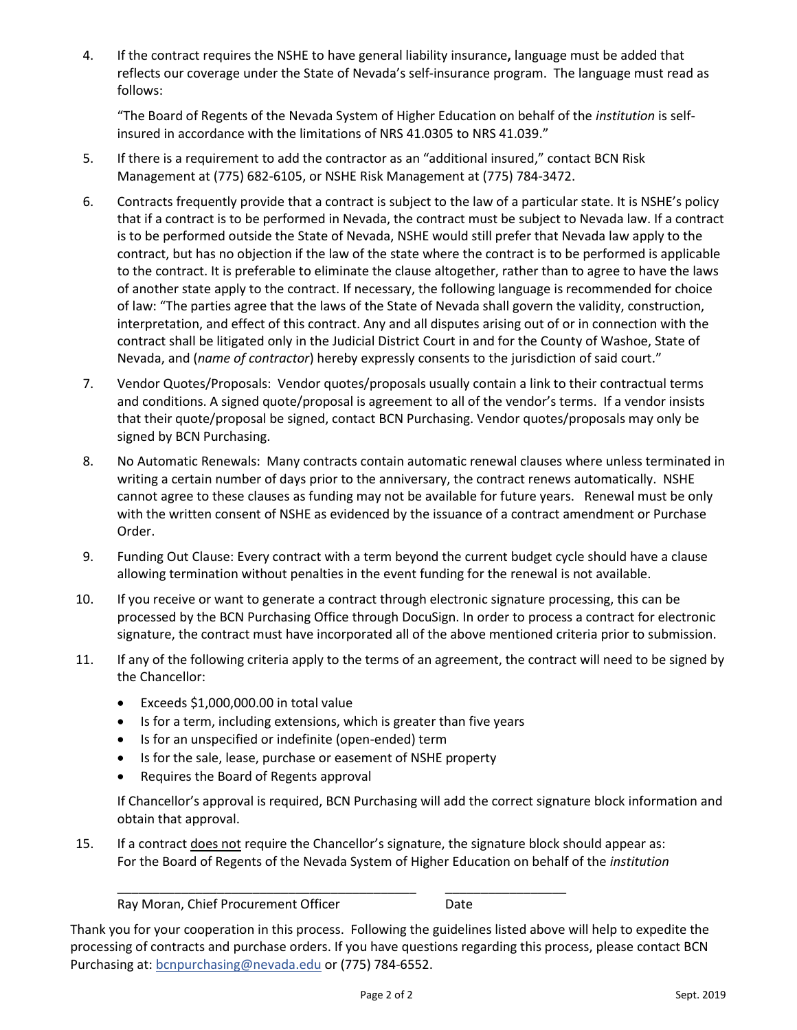4. If the contract requires the NSHE to have general liability insurance**,** language must be added that reflects our coverage under the State of Nevada's self-insurance program. The language must read as follows:

   "The Board of Regents of the Nevada System of Higher Education on behalf of the *institution* is self-insured in accordance with the limitations of NRS 41.0305 to NRS 41.039."

5. If there is a requirement to add the contractor as an "additional insured," contact BCN Risk Management at (775) 682-6105, or NSHE Risk Management at (775) 784-3472.

6. Contracts frequently provide that a contract is subject to the law of a particular state. It is NSHE's policy that if a contract is to be performed in Nevada, the contract must be subject to Nevada law. If a contract is to be performed outside the State of Nevada, NSHE would still prefer that Nevada law apply to the contract, but has no objection if the law of the state where the contract is to be performed is applicable to the contract. It is preferable to eliminate the clause altogether, rather than to agree to have the laws of another state apply to the contract. If necessary, the following language is recommended for choice of law: "The parties agree that the laws of the State of Nevada shall govern the validity, construction, interpretation, and effect of this contract. Any and all disputes arising out of or in connection with the contract shall be litigated only in the Judicial District Court in and for the County of Washoe, State of Nevada, and (*name of contractor*) hereby expressly consents to the jurisdiction of said court."

7. Vendor Quotes/Proposals: Vendor quotes/proposals usually contain a link to their contractual terms and conditions. A signed quote/proposal is agreement to all of the vendor's terms. If a vendor insists that their quote/proposal be signed, contact BCN Purchasing. Vendor quotes/proposals may only be signed by BCN Purchasing.

8. No Automatic Renewals: Many contracts contain automatic renewal clauses where unless terminated in writing a certain number of days prior to the anniversary, the contract renews automatically. NSHE cannot agree to these clauses as funding may not be available for future years. Renewal must be only with the written consent of NSHE as evidenced by the issuance of a contract amendment or Purchase Order.

9. Funding Out Clause: Every contract with a term beyond the current budget cycle should have a clause allowing termination without penalties in the event funding for the renewal is not available.

10. If you receive or want to generate a contract through electronic signature processing, this can be processed by the BCN Purchasing Office through DocuSign. In order to process a contract for electronic signature, the contract must have incorporated all of the above mentioned criteria prior to submission.

11. If any of the following criteria apply to the terms of an agreement, the contract will need to be signed by the Chancellor:

    - Exceeds $1,000,000.00 in total value
    - Is for a term, including extensions, which is greater than five years
    - Is for an unspecified or indefinite (open-ended) term
    - Is for the sale, lease, purchase or easement of NSHE property
    - Requires the Board of Regents approval

    If Chancellor's approval is required, BCN Purchasing will add the correct signature block information and obtain that approval.

15. If a contract <u>does not</u> require the Chancellor's signature, the signature block should appear as:
    For the Board of Regents of the Nevada System of Higher Education on behalf of the *institution*

    ___________________________________________ _________________
    Ray Moran, Chief Procurement Officer Date

Thank you for your cooperation in this process. Following the guidelines listed above will help to expedite the processing of contracts and purchase orders. If you have questions regarding this process, please contact BCN Purchasing at: bcnpurchasing@nevada.edu or (775) 784-6552.